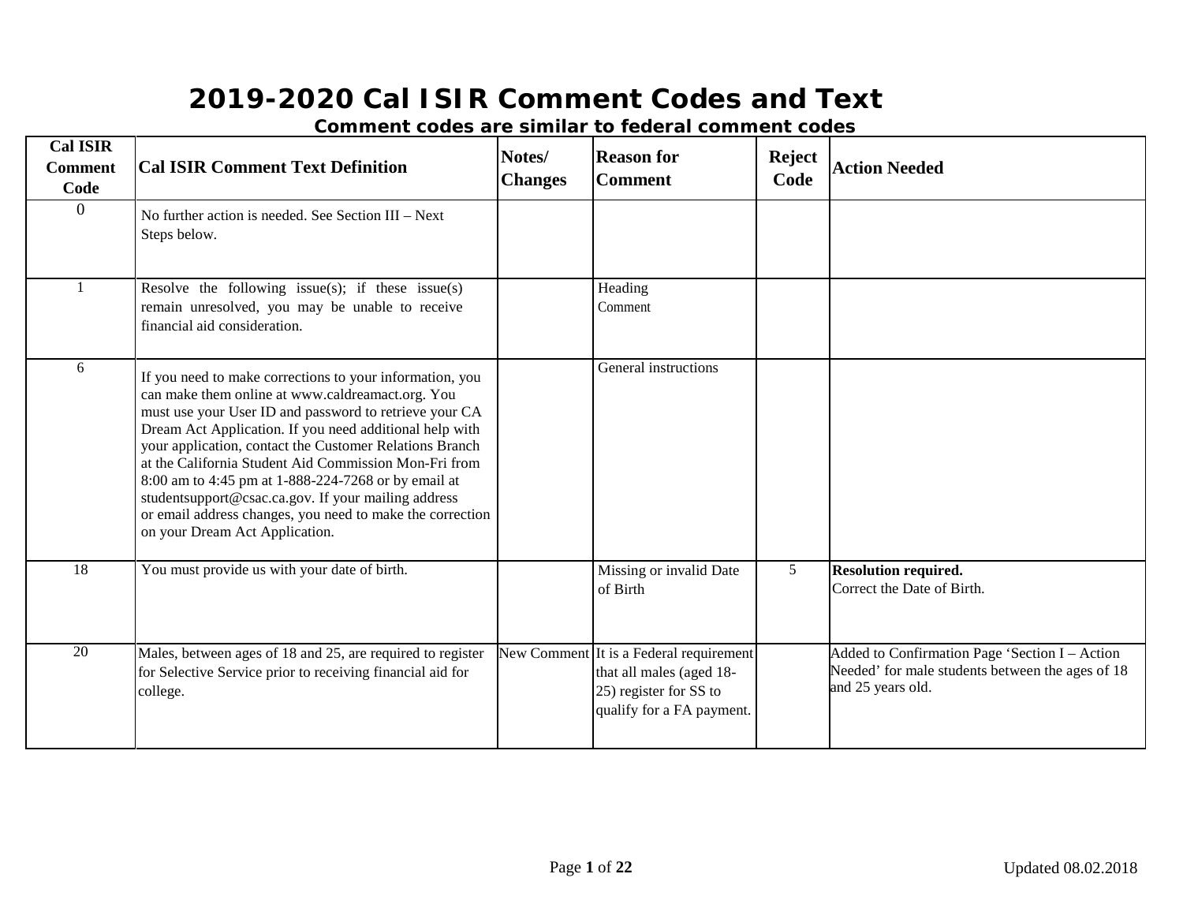# 2019-2020 Cal ISIR Comment Codes and Text

## Comment codes are similar to federal comment codes

| Cal ISIR Comment Code | Cal ISIR Comment Text Definition | Notes/ Changes | Reason for Comment | Reject Code | Action Needed |
|---|---|---|---|---|---|
| 0 | No further action is needed. See Section III – Next Steps below. | | | | |
| 1 | Resolve the following issue(s); if these issue(s) remain unresolved, you may be unable to receive financial aid consideration. | | Heading Comment | | |
| 6 | If you need to make corrections to your information, you can make them online at www.caldreamact.org. You must use your User ID and password to retrieve your CA Dream Act Application. If you need additional help with your application, contact the Customer Relations Branch at the California Student Aid Commission Mon-Fri from 8:00 am to 4:45 pm at 1-888-224-7268 or by email at studentsupport@csac.ca.gov. If your mailing address or email address changes, you need to make the correction on your Dream Act Application. | | General instructions | | |
| 18 | You must provide us with your date of birth. | | Missing or invalid Date of Birth | 5 | **Resolution required.** Correct the Date of Birth. |
| 20 | Males, between ages of 18 and 25, are required to register for Selective Service prior to receiving financial aid for college. | New Comment | It is a Federal requirement that all males (aged 18-25) register for SS to qualify for a FA payment. | | Added to Confirmation Page 'Section I – Action Needed' for male students between the ages of 18 and 25 years old. |

Updated 08.02.2018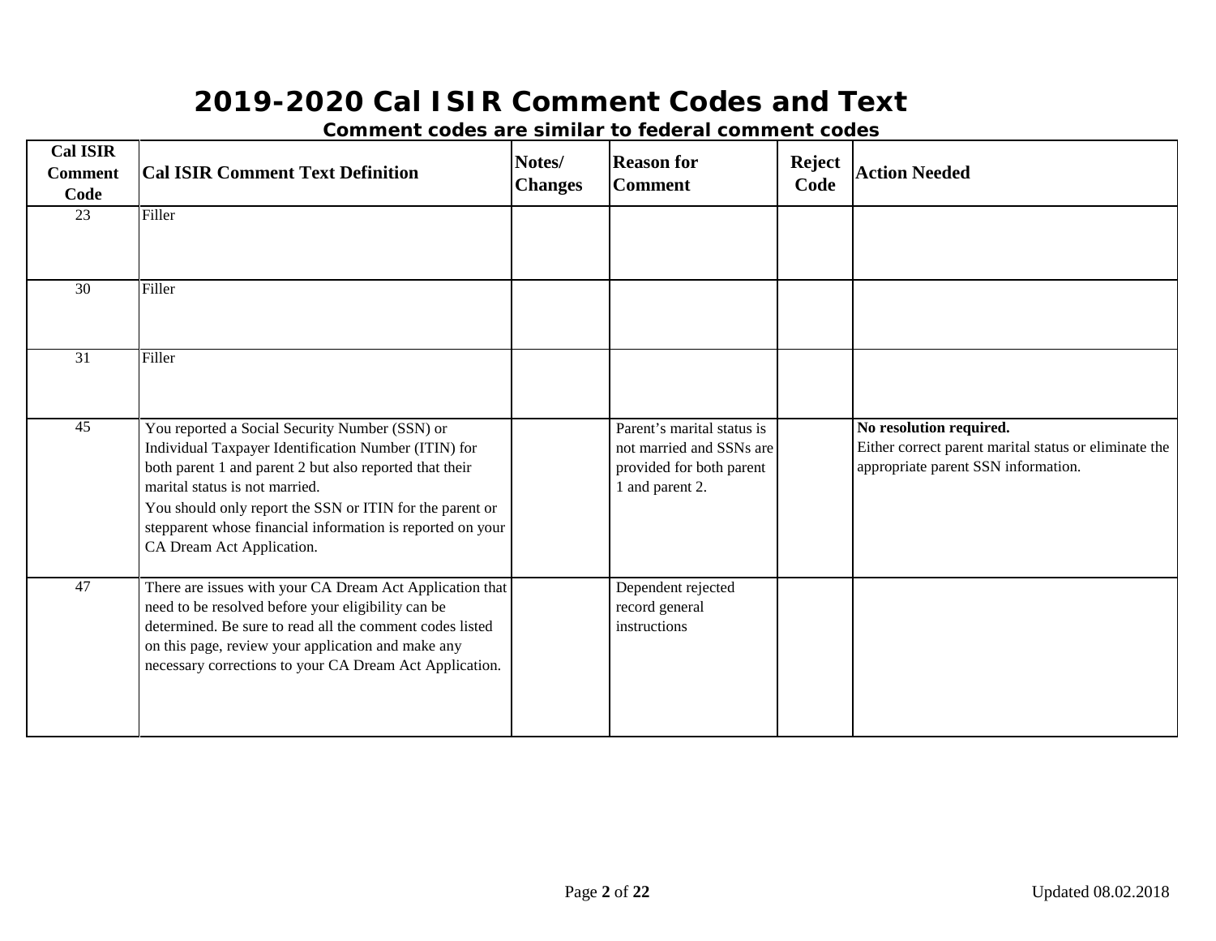# 2019-2020 Cal ISIR Comment Codes and Text

### Comment codes are similar to federal comment codes

| Cal ISIR Comment Code | Cal ISIR Comment Text Definition | Notes/ Changes | Reason for Comment | Reject Code | Action Needed |
|---|---|---|---|---|---|
| 23 | Filler | | | | |
| 30 | Filler | | | | |
| 31 | Filler | | | | |
| 45 | You reported a Social Security Number (SSN) or Individual Taxpayer Identification Number (ITIN) for both parent 1 and parent 2 but also reported that their marital status is not married. You should only report the SSN or ITIN for the parent or stepparent whose financial information is reported on your CA Dream Act Application. | | Parent's marital status is not married and SSNs are provided for both parent 1 and parent 2. | | **No resolution required.** Either correct parent marital status or eliminate the appropriate parent SSN information. |
| 47 | There are issues with your CA Dream Act Application that need to be resolved before your eligibility can be determined. Be sure to read all the comment codes listed on this page, review your application and make any necessary corrections to your CA Dream Act Application. | | Dependent rejected record general instructions | | |

Updated 08.02.2018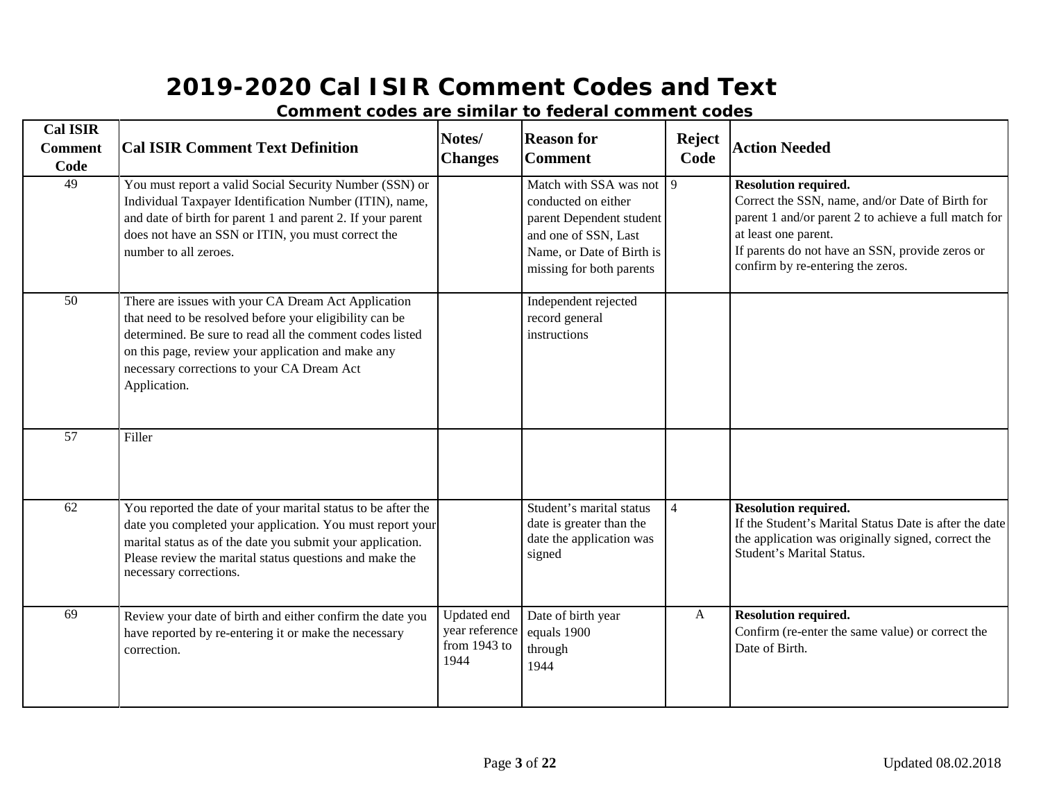# 2019-2020 Cal ISIR Comment Codes and Text

## Comment codes are similar to federal comment codes

| Cal ISIR Comment Code | Cal ISIR Comment Text Definition | Notes/ Changes | Reason for Comment | Reject Code | Action Needed |
|---|---|---|---|---|---|
| 49 | You must report a valid Social Security Number (SSN) or Individual Taxpayer Identification Number (ITIN), name, and date of birth for parent 1 and parent 2. If your parent does not have an SSN or ITIN, you must correct the number to all zeroes. | | Match with SSA was not conducted on either parent Dependent student and one of SSN, Last Name, or Date of Birth is missing for both parents | 9 | **Resolution required.** Correct the SSN, name, and/or Date of Birth for parent 1 and/or parent 2 to achieve a full match for at least one parent. If parents do not have an SSN, provide zeros or confirm by re-entering the zeros. |
| 50 | There are issues with your CA Dream Act Application that need to be resolved before your eligibility can be determined. Be sure to read all the comment codes listed on this page, review your application and make any necessary corrections to your CA Dream Act Application. | | Independent rejected record general instructions | | |
| 57 | Filler | | | | |
| 62 | You reported the date of your marital status to be after the date you completed your application. You must report your marital status as of the date you submit your application. Please review the marital status questions and make the necessary corrections. | | Student's marital status date is greater than the date the application was signed | 4 | **Resolution required.** If the Student's Marital Status Date is after the date the application was originally signed, correct the Student's Marital Status. |
| 69 | Review your date of birth and either confirm the date you have reported by re-entering it or make the necessary correction. | Updated end year reference from 1943 to 1944 | Date of birth year equals 1900 through 1944 | A | **Resolution required.** Confirm (re-enter the same value) or correct the Date of Birth. |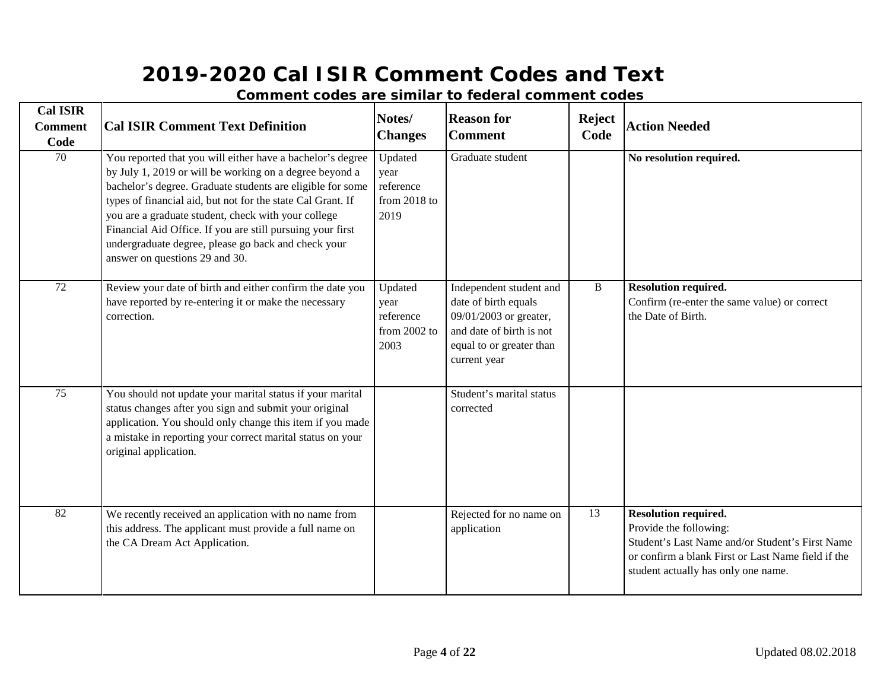# 2019-2020 Cal ISIR Comment Codes and Text

**Comment codes are similar to federal comment codes**

| Cal ISIR Comment Code | Cal ISIR Comment Text Definition | Notes/ Changes | Reason for Comment | Reject Code | Action Needed |
|---|---|---|---|---|---|
| 70 | You reported that you will either have a bachelor's degree by July 1, 2019 or will be working on a degree beyond a bachelor's degree. Graduate students are eligible for some types of financial aid, but not for the state Cal Grant. If you are a graduate student, check with your college Financial Aid Office. If you are still pursuing your first undergraduate degree, please go back and check your answer on questions 29 and 30. | Updated year reference from 2018 to 2019 | Graduate student | | **No resolution required.** |
| 72 | Review your date of birth and either confirm the date you have reported by re-entering it or make the necessary correction. | Updated year reference from 2002 to 2003 | Independent student and date of birth equals 09/01/2003 or greater, and date of birth is not equal to or greater than current year | B | **Resolution required.** Confirm (re-enter the same value) or correct the Date of Birth. |
| 75 | You should not update your marital status if your marital status changes after you sign and submit your original application. You should only change this item if you made a mistake in reporting your correct marital status on your original application. | | Student's marital status corrected | | |
| 82 | We recently received an application with no name from this address. The applicant must provide a full name on the CA Dream Act Application. | | Rejected for no name on application | 13 | **Resolution required.** Provide the following: Student's Last Name and/or Student's First Name or confirm a blank First or Last Name field if the student actually has only one name. |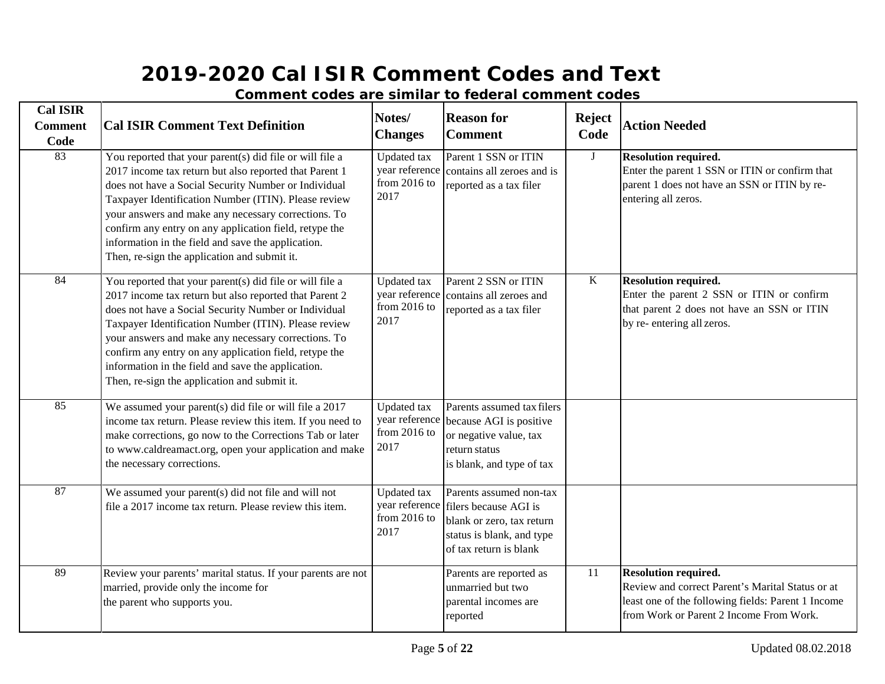# 2019-2020 Cal ISIR Comment Codes and Text

**Comment codes are similar to federal comment codes**

| Cal ISIR Comment Code | Cal ISIR Comment Text Definition | Notes/ Changes | Reason for Comment | Reject Code | Action Needed |
|---|---|---|---|---|---|
| 83 | You reported that your parent(s) did file or will file a 2017 income tax return but also reported that Parent 1 does not have a Social Security Number or Individual Taxpayer Identification Number (ITIN). Please review your answers and make any necessary corrections. To confirm any entry on any application field, retype the information in the field and save the application. Then, re-sign the application and submit it. | Updated tax year reference from 2016 to 2017 | Parent 1 SSN or ITIN contains all zeroes and is reported as a tax filer | J | **Resolution required.** Enter the parent 1 SSN or ITIN or confirm that parent 1 does not have an SSN or ITIN by re-entering all zeros. |
| 84 | You reported that your parent(s) did file or will file a 2017 income tax return but also reported that Parent 2 does not have a Social Security Number or Individual Taxpayer Identification Number (ITIN). Please review your answers and make any necessary corrections. To confirm any entry on any application field, retype the information in the field and save the application. Then, re-sign the application and submit it. | Updated tax year reference from 2016 to 2017 | Parent 2 SSN or ITIN contains all zeroes and reported as a tax filer | K | **Resolution required.** Enter the parent 2 SSN or ITIN or confirm that parent 2 does not have an SSN or ITIN by re- entering all zeros. |
| 85 | We assumed your parent(s) did file or will file a 2017 income tax return. Please review this item. If you need to make corrections, go now to the Corrections Tab or later to www.caldreamact.org, open your application and make the necessary corrections. | Updated tax year reference from 2016 to 2017 | Parents assumed tax filers because AGI is positive or negative value, tax return status is blank, and type of tax | | |
| 87 | We assumed your parent(s) did not file and will not file a 2017 income tax return. Please review this item. | Updated tax year reference from 2016 to 2017 | Parents assumed non-tax filers because AGI is blank or zero, tax return status is blank, and type of tax return is blank | | |
| 89 | Review your parents' marital status. If your parents are not married, provide only the income for the parent who supports you. | | Parents are reported as unmarried but two parental incomes are reported | 11 | **Resolution required.** Review and correct Parent's Marital Status or at least one of the following fields: Parent 1 Income from Work or Parent 2 Income From Work. |

Updated 08.02.2018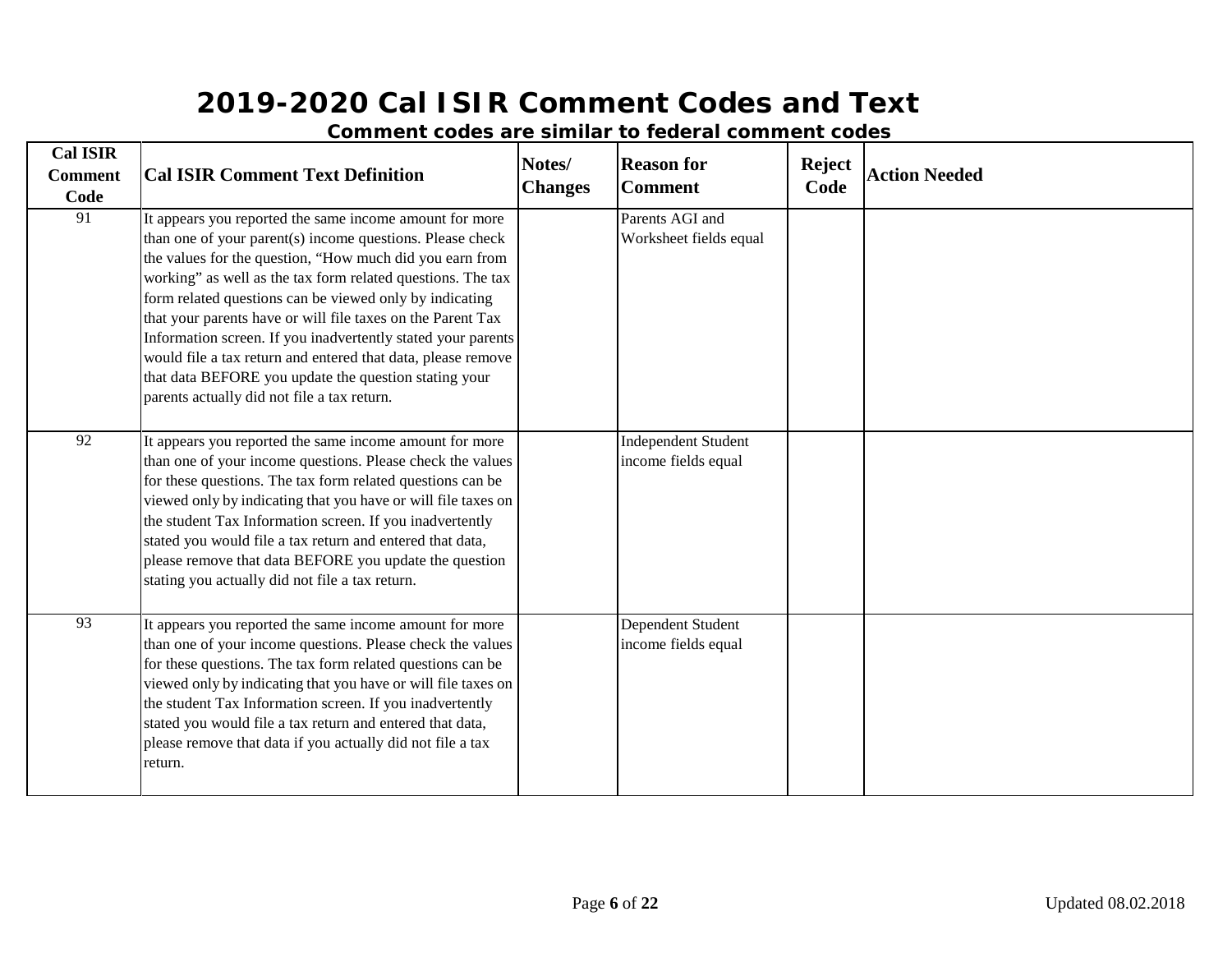# 2019-2020 Cal ISIR Comment Codes and Text

**Comment codes are similar to federal comment codes**

| Cal ISIR Comment Code | Cal ISIR Comment Text Definition | Notes/ Changes | Reason for Comment | Reject Code | Action Needed |
|---|---|---|---|---|---|
| 91 | It appears you reported the same income amount for more than one of your parent(s) income questions. Please check the values for the question, “How much did you earn from working” as well as the tax form related questions. The tax form related questions can be viewed only by indicating that your parents have or will file taxes on the Parent Tax Information screen. If you inadvertently stated your parents would file a tax return and entered that data, please remove that data BEFORE you update the question stating your parents actually did not file a tax return. | | Parents AGI and Worksheet fields equal | | |
| 92 | It appears you reported the same income amount for more than one of your income questions. Please check the values for these questions. The tax form related questions can be viewed only by indicating that you have or will file taxes on the student Tax Information screen. If you inadvertently stated you would file a tax return and entered that data, please remove that data BEFORE you update the question stating you actually did not file a tax return. | | Independent Student income fields equal | | |
| 93 | It appears you reported the same income amount for more than one of your income questions. Please check the values for these questions. The tax form related questions can be viewed only by indicating that you have or will file taxes on the student Tax Information screen. If you inadvertently stated you would file a tax return and entered that data, please remove that data if you actually did not file a tax return. | | Dependent Student income fields equal | | |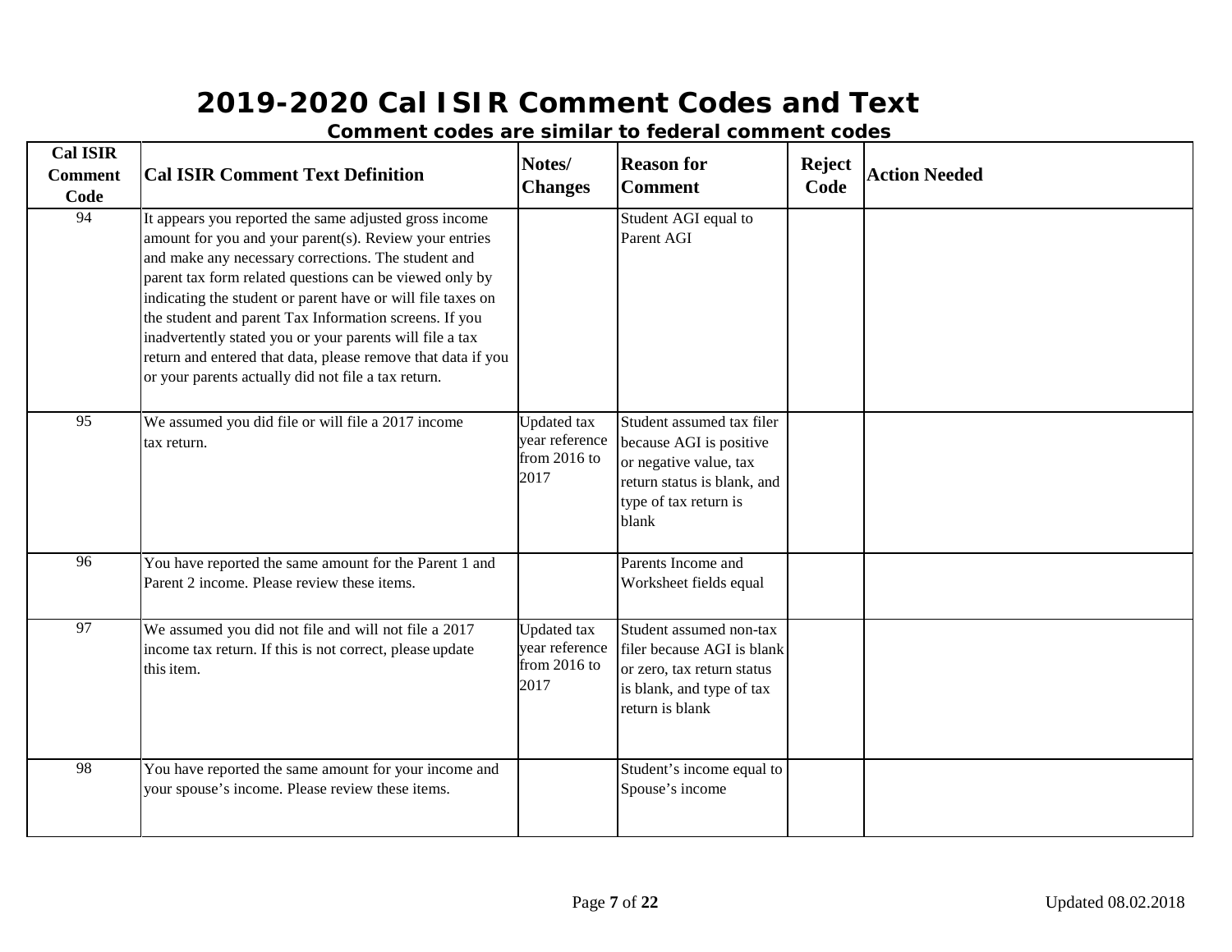# 2019-2020 Cal ISIR Comment Codes and Text

**Comment codes are similar to federal comment codes**

| Cal ISIR Comment Code | Cal ISIR Comment Text Definition | Notes/ Changes | Reason for Comment | Reject Code | Action Needed |
|---|---|---|---|---|---|
| 94 | It appears you reported the same adjusted gross income amount for you and your parent(s). Review your entries and make any necessary corrections. The student and parent tax form related questions can be viewed only by indicating the student or parent have or will file taxes on the student and parent Tax Information screens. If you inadvertently stated you or your parents will file a tax return and entered that data, please remove that data if you or your parents actually did not file a tax return. | | Student AGI equal to Parent AGI | | |
| 95 | We assumed you did file or will file a 2017 income tax return. | Updated tax year reference from 2016 to 2017 | Student assumed tax filer because AGI is positive or negative value, tax return status is blank, and type of tax return is blank | | |
| 96 | You have reported the same amount for the Parent 1 and Parent 2 income. Please review these items. | | Parents Income and Worksheet fields equal | | |
| 97 | We assumed you did not file and will not file a 2017 income tax return. If this is not correct, please update this item. | Updated tax year reference from 2016 to 2017 | Student assumed non-tax filer because AGI is blank or zero, tax return status is blank, and type of tax return is blank | | |
| 98 | You have reported the same amount for your income and your spouse's income. Please review these items. | | Student's income equal to Spouse's income | | |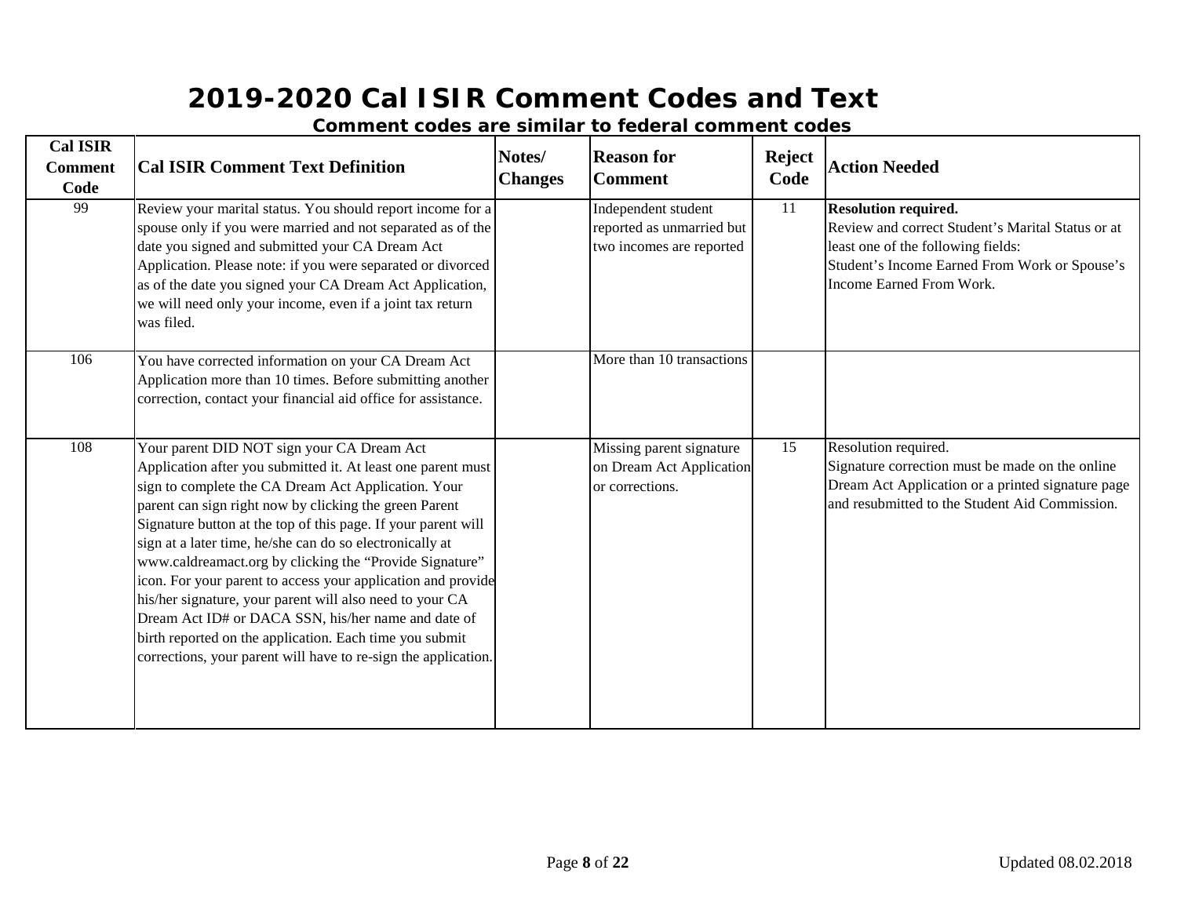# 2019-2020 Cal ISIR Comment Codes and Text

## Comment codes are similar to federal comment codes

| Cal ISIR Comment Code | Cal ISIR Comment Text Definition | Notes/ Changes | Reason for Comment | Reject Code | Action Needed |
|---|---|---|---|---|---|
| 99 | Review your marital status. You should report income for a spouse only if you were married and not separated as of the date you signed and submitted your CA Dream Act Application. Please note: if you were separated or divorced as of the date you signed your CA Dream Act Application, we will need only your income, even if a joint tax return was filed. | | Independent student reported as unmarried but two incomes are reported | 11 | **Resolution required.** Review and correct Student's Marital Status or at least one of the following fields: Student's Income Earned From Work or Spouse's Income Earned From Work. |
| 106 | You have corrected information on your CA Dream Act Application more than 10 times. Before submitting another correction, contact your financial aid office for assistance. | | More than 10 transactions | | |
| 108 | Your parent DID NOT sign your CA Dream Act Application after you submitted it. At least one parent must sign to complete the CA Dream Act Application. Your parent can sign right now by clicking the green Parent Signature button at the top of this page. If your parent will sign at a later time, he/she can do so electronically at www.caldreamact.org by clicking the "Provide Signature" icon. For your parent to access your application and provide his/her signature, your parent will also need to your CA Dream Act ID# or DACA SSN, his/her name and date of birth reported on the application. Each time you submit corrections, your parent will have to re-sign the application. | | Missing parent signature on Dream Act Application or corrections. | 15 | Resolution required. Signature correction must be made on the online Dream Act Application or a printed signature page and resubmitted to the Student Aid Commission. |

Updated 08.02.2018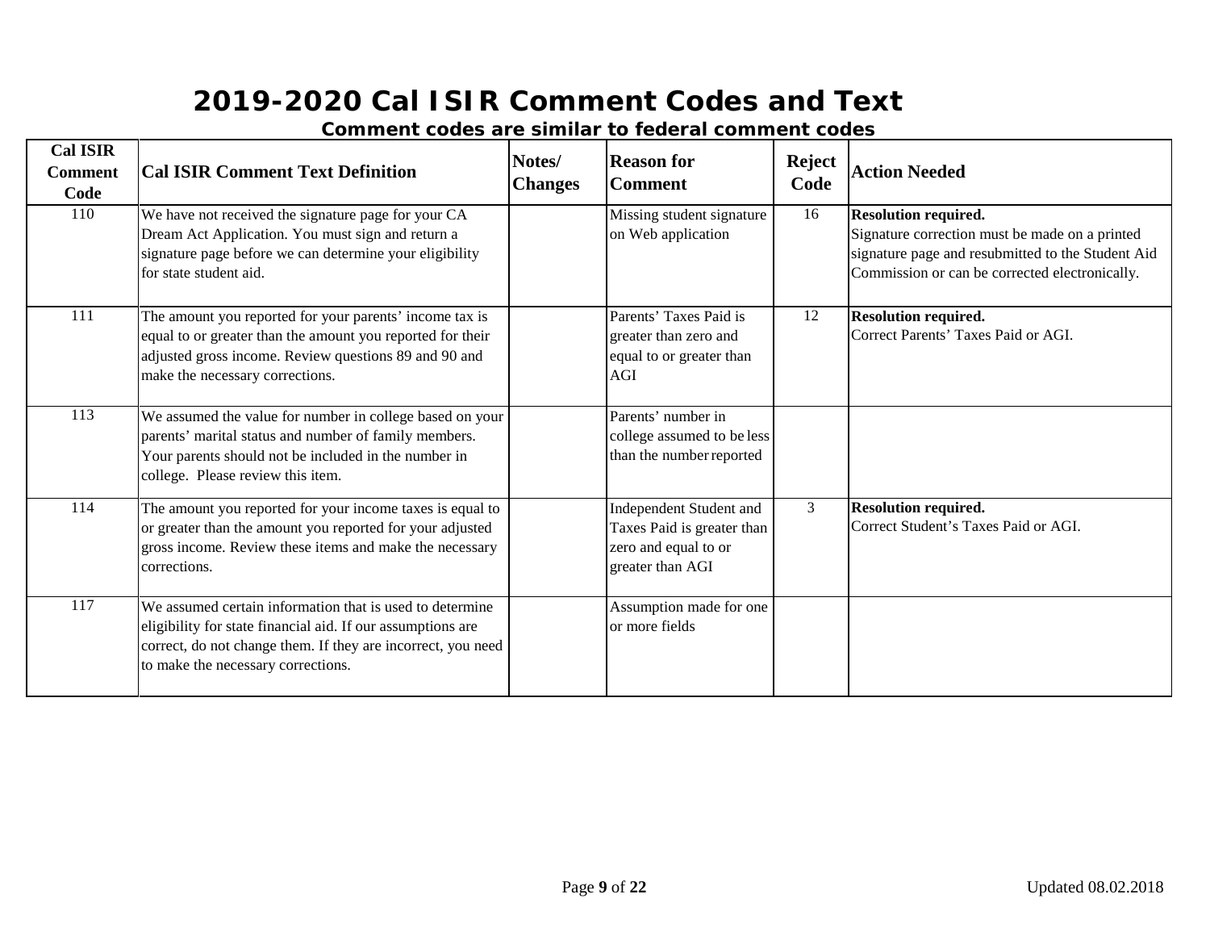# 2019-2020 Cal ISIR Comment Codes and Text

**Comment codes are similar to federal comment codes**

| Cal ISIR Comment Code | Cal ISIR Comment Text Definition | Notes/ Changes | Reason for Comment | Reject Code | Action Needed |
|---|---|---|---|---|---|
| 110 | We have not received the signature page for your CA Dream Act Application. You must sign and return a signature page before we can determine your eligibility for state student aid. | | Missing student signature on Web application | 16 | **Resolution required.** Signature correction must be made on a printed signature page and resubmitted to the Student Aid Commission or can be corrected electronically. |
| 111 | The amount you reported for your parents' income tax is equal to or greater than the amount you reported for their adjusted gross income. Review questions 89 and 90 and make the necessary corrections. | | Parents' Taxes Paid is greater than zero and equal to or greater than AGI | 12 | **Resolution required.** Correct Parents' Taxes Paid or AGI. |
| 113 | We assumed the value for number in college based on your parents' marital status and number of family members. Your parents should not be included in the number in college. Please review this item. | | Parents' number in college assumed to be less than the number reported | | |
| 114 | The amount you reported for your income taxes is equal to or greater than the amount you reported for your adjusted gross income. Review these items and make the necessary corrections. | | Independent Student and Taxes Paid is greater than zero and equal to or greater than AGI | 3 | **Resolution required.** Correct Student's Taxes Paid or AGI. |
| 117 | We assumed certain information that is used to determine eligibility for state financial aid. If our assumptions are correct, do not change them. If they are incorrect, you need to make the necessary corrections. | | Assumption made for one or more fields | | |

Updated 08.02.2018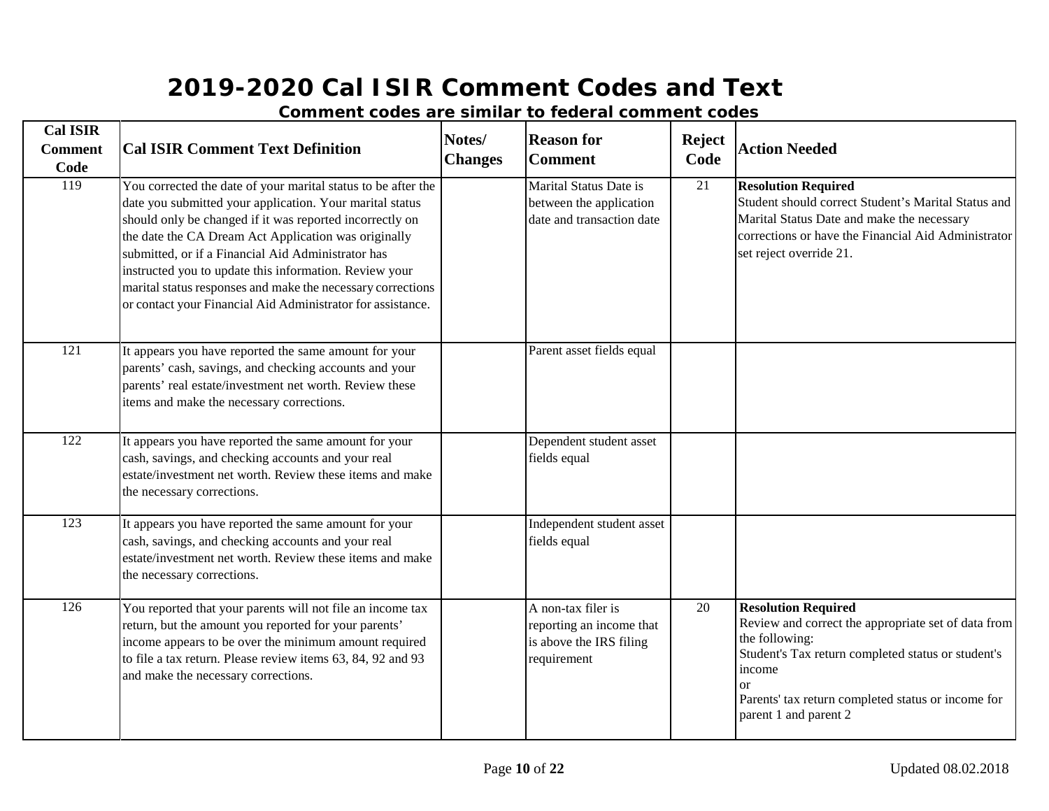# 2019-2020 Cal ISIR Comment Codes and Text

## Comment codes are similar to federal comment codes

| Cal ISIR Comment Code | Cal ISIR Comment Text Definition | Notes/ Changes | Reason for Comment | Reject Code | Action Needed |
|---|---|---|---|---|---|
| 119 | You corrected the date of your marital status to be after the date you submitted your application. Your marital status should only be changed if it was reported incorrectly on the date the CA Dream Act Application was originally submitted, or if a Financial Aid Administrator has instructed you to update this information. Review your marital status responses and make the necessary corrections or contact your Financial Aid Administrator for assistance. | | Marital Status Date is between the application date and transaction date | 21 | **Resolution Required** Student should correct Student's Marital Status and Marital Status Date and make the necessary corrections or have the Financial Aid Administrator set reject override 21. |
| 121 | It appears you have reported the same amount for your parents' cash, savings, and checking accounts and your parents' real estate/investment net worth. Review these items and make the necessary corrections. | | Parent asset fields equal | | |
| 122 | It appears you have reported the same amount for your cash, savings, and checking accounts and your real estate/investment net worth. Review these items and make the necessary corrections. | | Dependent student asset fields equal | | |
| 123 | It appears you have reported the same amount for your cash, savings, and checking accounts and your real estate/investment net worth. Review these items and make the necessary corrections. | | Independent student asset fields equal | | |
| 126 | You reported that your parents will not file an income tax return, but the amount you reported for your parents' income appears to be over the minimum amount required to file a tax return. Please review items 63, 84, 92 and 93 and make the necessary corrections. | | A non-tax filer is reporting an income that is above the IRS filing requirement | 20 | **Resolution Required** Review and correct the appropriate set of data from the following: Student's Tax return completed status or student's income or Parents' tax return completed status or income for parent 1 and parent 2 |

Updated 08.02.2018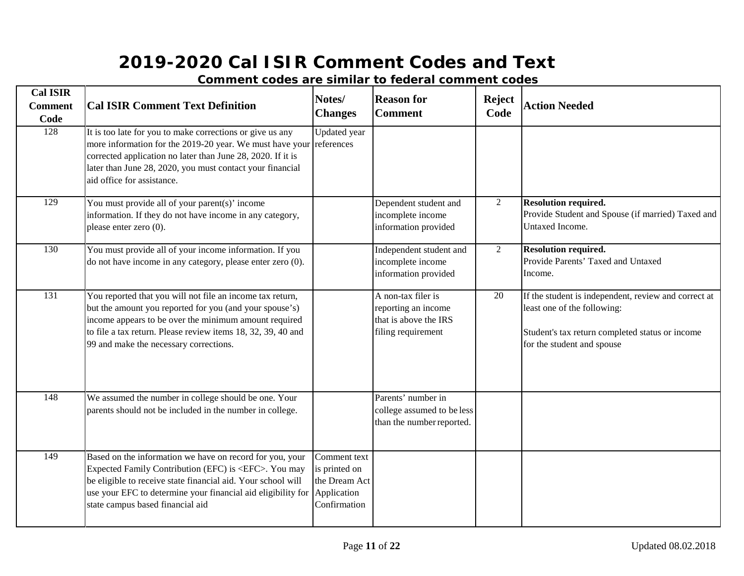# 2019-2020 Cal ISIR Comment Codes and Text

**Comment codes are similar to federal comment codes**

| Cal ISIR Comment Code | Cal ISIR Comment Text Definition | Notes/ Changes | Reason for Comment | Reject Code | Action Needed |
|---|---|---|---|---|---|
| 128 | It is too late for you to make corrections or give us any more information for the 2019-20 year. We must have your corrected application no later than June 28, 2020. If it is later than June 28, 2020, you must contact your financial aid office for assistance. | Updated year references | | | |
| 129 | You must provide all of your parent(s)' income information. If they do not have income in any category, please enter zero (0). | | Dependent student and incomplete income information provided | 2 | **Resolution required.** Provide Student and Spouse (if married) Taxed and Untaxed Income. |
| 130 | You must provide all of your income information. If you do not have income in any category, please enter zero (0). | | Independent student and incomplete income information provided | 2 | **Resolution required.** Provide Parents' Taxed and Untaxed Income. |
| 131 | You reported that you will not file an income tax return, but the amount you reported for you (and your spouse's) income appears to be over the minimum amount required to file a tax return. Please review items 18, 32, 39, 40 and 99 and make the necessary corrections. | | A non-tax filer is reporting an income that is above the IRS filing requirement | 20 | If the student is independent, review and correct at least one of the following:<br><br>Student's tax return completed status or income for the student and spouse |
| 148 | We assumed the number in college should be one. Your parents should not be included in the number in college. | | Parents' number in college assumed to be less than the number reported. | | |
| 149 | Based on the information we have on record for you, your Expected Family Contribution (EFC) is <EFC>. You may be eligible to receive state financial aid. Your school will use your EFC to determine your financial aid eligibility for state campus based financial aid | Comment text is printed on the Dream Act Application Confirmation | | | |

Updated 08.02.2018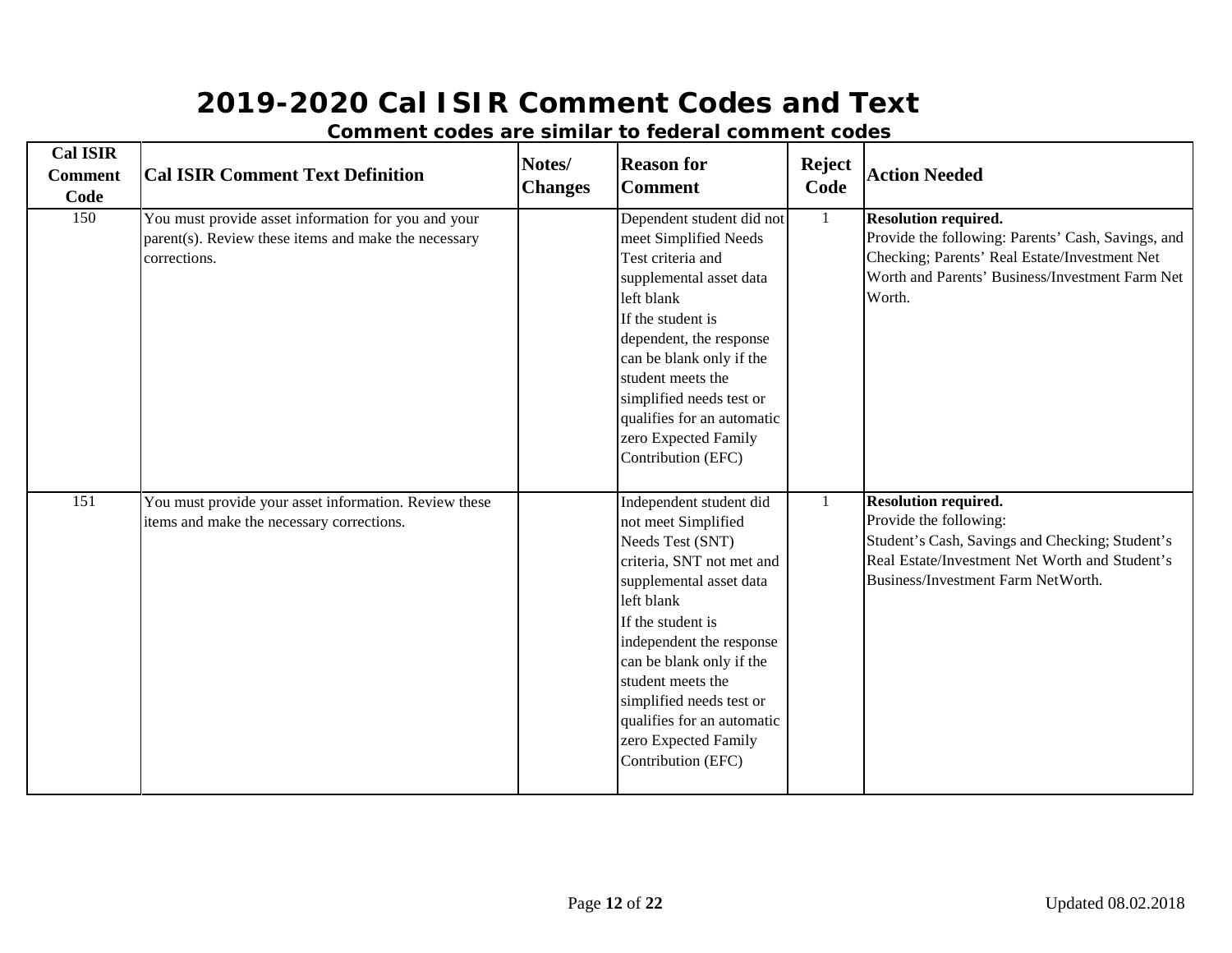# 2019-2020 Cal ISIR Comment Codes and Text

**Comment codes are similar to federal comment codes**

| Cal ISIR Comment Code | Cal ISIR Comment Text Definition | Notes/ Changes | Reason for Comment | Reject Code | Action Needed |
|---|---|---|---|---|---|
| 150 | You must provide asset information for you and your parent(s). Review these items and make the necessary corrections. | | Dependent student did not meet Simplified Needs Test criteria and supplemental asset data left blank If the student is dependent, the response can be blank only if the student meets the simplified needs test or qualifies for an automatic zero Expected Family Contribution (EFC) | 1 | **Resolution required.** Provide the following: Parents' Cash, Savings, and Checking; Parents' Real Estate/Investment Net Worth and Parents' Business/Investment Farm Net Worth. |
| 151 | You must provide your asset information. Review these items and make the necessary corrections. | | Independent student did not meet Simplified Needs Test (SNT) criteria, SNT not met and supplemental asset data left blank If the student is independent the response can be blank only if the student meets the simplified needs test or qualifies for an automatic zero Expected Family Contribution (EFC) | 1 | **Resolution required.** Provide the following: Student's Cash, Savings and Checking; Student's Real Estate/Investment Net Worth and Student's Business/Investment Farm NetWorth. |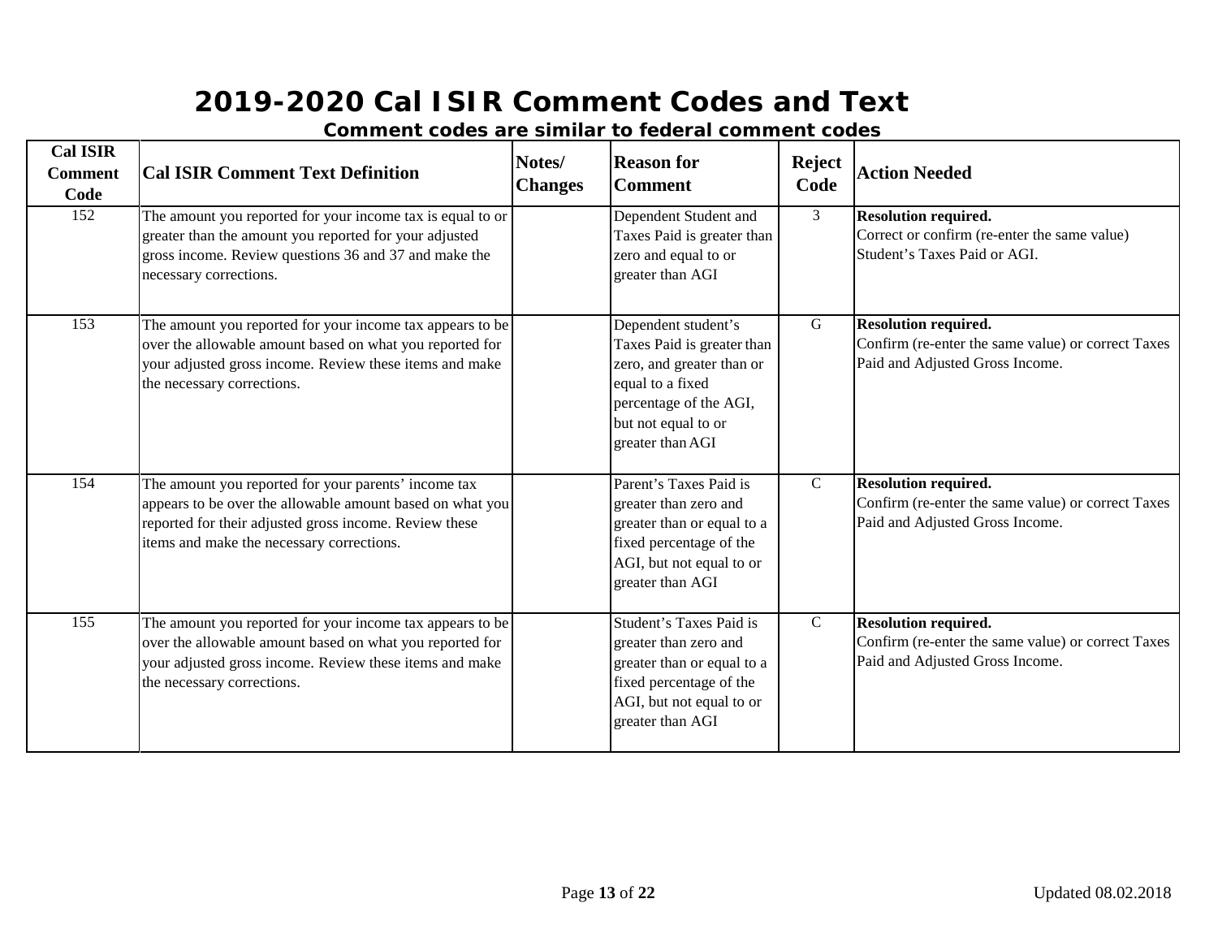# 2019-2020 Cal ISIR Comment Codes and Text

**Comment codes are similar to federal comment codes**

| Cal ISIR Comment Code | Cal ISIR Comment Text Definition | Notes/ Changes | Reason for Comment | Reject Code | Action Needed |
|---|---|---|---|---|---|
| 152 | The amount you reported for your income tax is equal to or greater than the amount you reported for your adjusted gross income. Review questions 36 and 37 and make the necessary corrections. | | Dependent Student and Taxes Paid is greater than zero and equal to or greater than AGI | 3 | **Resolution required.** Correct or confirm (re-enter the same value) Student's Taxes Paid or AGI. |
| 153 | The amount you reported for your income tax appears to be over the allowable amount based on what you reported for your adjusted gross income. Review these items and make the necessary corrections. | | Dependent student's Taxes Paid is greater than zero, and greater than or equal to a fixed percentage of the AGI, but not equal to or greater than AGI | G | **Resolution required.** Confirm (re-enter the same value) or correct Taxes Paid and Adjusted Gross Income. |
| 154 | The amount you reported for your parents' income tax appears to be over the allowable amount based on what you reported for their adjusted gross income. Review these items and make the necessary corrections. | | Parent's Taxes Paid is greater than zero and greater than or equal to a fixed percentage of the AGI, but not equal to or greater than AGI | C | **Resolution required.** Confirm (re-enter the same value) or correct Taxes Paid and Adjusted Gross Income. |
| 155 | The amount you reported for your income tax appears to be over the allowable amount based on what you reported for your adjusted gross income. Review these items and make the necessary corrections. | | Student's Taxes Paid is greater than zero and greater than or equal to a fixed percentage of the AGI, but not equal to or greater than AGI | C | **Resolution required.** Confirm (re-enter the same value) or correct Taxes Paid and Adjusted Gross Income. |

Updated 08.02.2018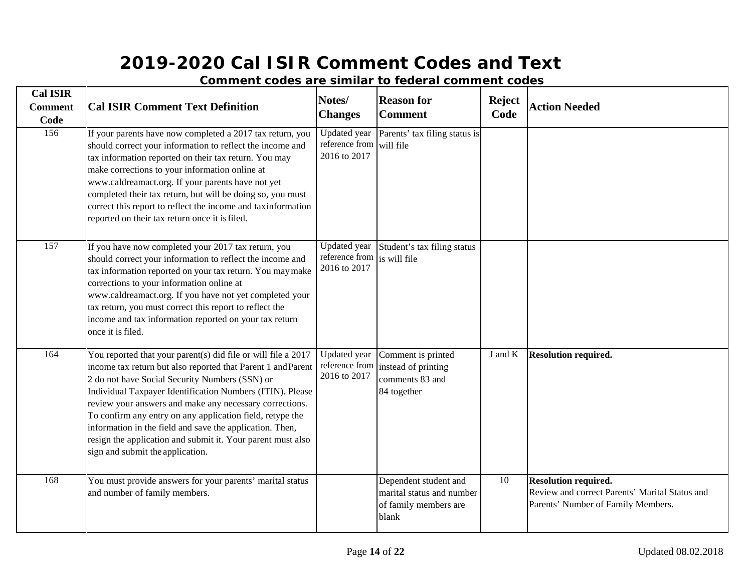# 2019-2020 Cal ISIR Comment Codes and Text

## Comment codes are similar to federal comment codes

| Cal ISIR Comment Code | Cal ISIR Comment Text Definition | Notes/ Changes | Reason for Comment | Reject Code | Action Needed |
|---|---|---|---|---|---|
| 156 | If your parents have now completed a 2017 tax return, you should correct your information to reflect the income and tax information reported on their tax return. You may make corrections to your information online at www.caldreamact.org. If your parents have not yet completed their tax return, but will be doing so, you must correct this report to reflect the income and tax information reported on their tax return once it is filed. | Updated year reference from 2016 to 2017 | Parents' tax filing status is will file | | |
| 157 | If you have now completed your 2017 tax return, you should correct your information to reflect the income and tax information reported on your tax return. You may make corrections to your information online at www.caldreamact.org. If you have not yet completed your tax return, you must correct this report to reflect the income and tax information reported on your tax return once it is filed. | Updated year reference from 2016 to 2017 | Student's tax filing status is will file | | |
| 164 | You reported that your parent(s) did file or will file a 2017 income tax return but also reported that Parent 1 and Parent 2 do not have Social Security Numbers (SSN) or Individual Taxpayer Identification Numbers (ITIN). Please review your answers and make any necessary corrections. To confirm any entry on any application field, retype the information in the field and save the application. Then, resign the application and submit it. Your parent must also sign and submit the application. | Updated year reference from 2016 to 2017 | Comment is printed instead of printing comments 83 and 84 together | J and K | **Resolution required.** |
| 168 | You must provide answers for your parents' marital status and number of family members. | | Dependent student and marital status and number of family members are blank | 10 | **Resolution required.** Review and correct Parents' Marital Status and Parents' Number of Family Members. |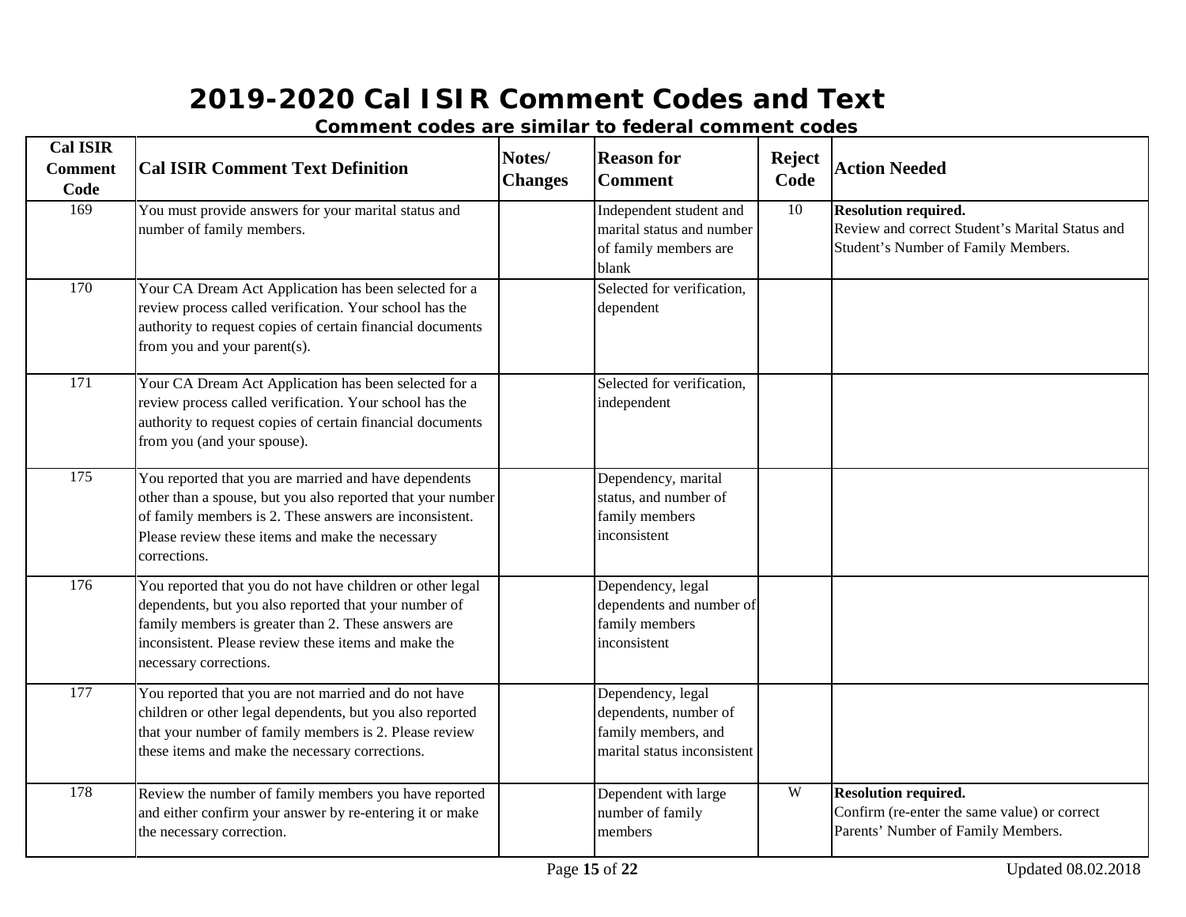# 2019-2020 Cal ISIR Comment Codes and Text

**Comment codes are similar to federal comment codes**

| Cal ISIR Comment Code | Cal ISIR Comment Text Definition | Notes/ Changes | Reason for Comment | Reject Code | Action Needed |
|---|---|---|---|---|---|
| 169 | You must provide answers for your marital status and number of family members. | | Independent student and marital status and number of family members are blank | 10 | **Resolution required.** Review and correct Student's Marital Status and Student's Number of Family Members. |
| 170 | Your CA Dream Act Application has been selected for a review process called verification. Your school has the authority to request copies of certain financial documents from you and your parent(s). | | Selected for verification, dependent | | |
| 171 | Your CA Dream Act Application has been selected for a review process called verification. Your school has the authority to request copies of certain financial documents from you (and your spouse). | | Selected for verification, independent | | |
| 175 | You reported that you are married and have dependents other than a spouse, but you also reported that your number of family members is 2. These answers are inconsistent. Please review these items and make the necessary corrections. | | Dependency, marital status, and number of family members inconsistent | | |
| 176 | You reported that you do not have children or other legal dependents, but you also reported that your number of family members is greater than 2. These answers are inconsistent. Please review these items and make the necessary corrections. | | Dependency, legal dependents and number of family members inconsistent | | |
| 177 | You reported that you are not married and do not have children or other legal dependents, but you also reported that your number of family members is 2. Please review these items and make the necessary corrections. | | Dependency, legal dependents, number of family members, and marital status inconsistent | | |
| 178 | Review the number of family members you have reported and either confirm your answer by re-entering it or make the necessary correction. | | Dependent with large number of family members | W | **Resolution required.** Confirm (re-enter the same value) or correct Parents' Number of Family Members. |

Updated 08.02.2018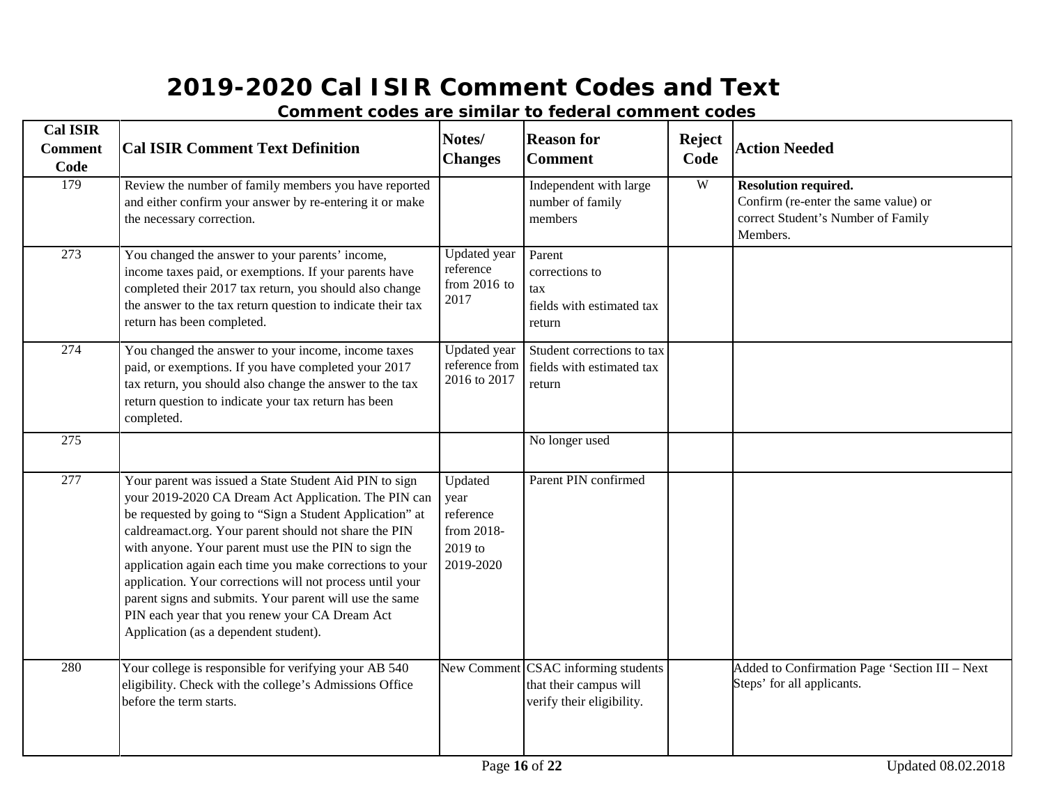# 2019-2020 Cal ISIR Comment Codes and Text

**Comment codes are similar to federal comment codes**

| Cal ISIR Comment Code | Cal ISIR Comment Text Definition | Notes/ Changes | Reason for Comment | Reject Code | Action Needed |
|---|---|---|---|---|---|
| 179 | Review the number of family members you have reported and either confirm your answer by re-entering it or make the necessary correction. | | Independent with large number of family members | W | **Resolution required.** Confirm (re-enter the same value) or correct Student's Number of Family Members. |
| 273 | You changed the answer to your parents' income, income taxes paid, or exemptions. If your parents have completed their 2017 tax return, you should also change the answer to the tax return question to indicate their tax return has been completed. | Updated year reference from 2016 to 2017 | Parent corrections to tax fields with estimated tax return | | |
| 274 | You changed the answer to your income, income taxes paid, or exemptions. If you have completed your 2017 tax return, you should also change the answer to the tax return question to indicate your tax return has been completed. | Updated year reference from 2016 to 2017 | Student corrections to tax fields with estimated tax return | | |
| 275 | | | No longer used | | |
| 277 | Your parent was issued a State Student Aid PIN to sign your 2019-2020 CA Dream Act Application. The PIN can be requested by going to "Sign a Student Application" at caldreamact.org. Your parent should not share the PIN with anyone. Your parent must use the PIN to sign the application again each time you make corrections to your application. Your corrections will not process until your parent signs and submits. Your parent will use the same PIN each year that you renew your CA Dream Act Application (as a dependent student). | Updated year reference from 2018-2019 to 2019-2020 | Parent PIN confirmed | | |
| 280 | Your college is responsible for verifying your AB 540 eligibility. Check with the college's Admissions Office before the term starts. | New Comment | CSAC informing students that their campus will verify their eligibility. | | Added to Confirmation Page 'Section III – Next Steps' for all applicants. |

Updated 08.02.2018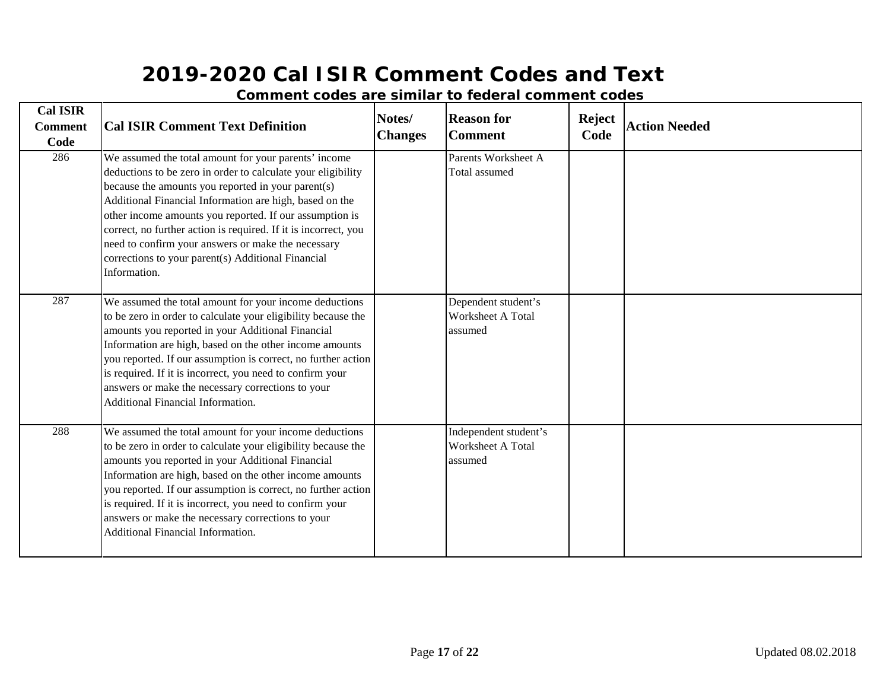# 2019-2020 Cal ISIR Comment Codes and Text

**Comment codes are similar to federal comment codes**

| Cal ISIR Comment Code | Cal ISIR Comment Text Definition | Notes/ Changes | Reason for Comment | Reject Code | Action Needed |
|---|---|---|---|---|---|
| 286 | We assumed the total amount for your parents' income deductions to be zero in order to calculate your eligibility because the amounts you reported in your parent(s) Additional Financial Information are high, based on the other income amounts you reported. If our assumption is correct, no further action is required. If it is incorrect, you need to confirm your answers or make the necessary corrections to your parent(s) Additional Financial Information. | | Parents Worksheet A Total assumed | | |
| 287 | We assumed the total amount for your income deductions to be zero in order to calculate your eligibility because the amounts you reported in your Additional Financial Information are high, based on the other income amounts you reported. If our assumption is correct, no further action is required. If it is incorrect, you need to confirm your answers or make the necessary corrections to your Additional Financial Information. | | Dependent student's Worksheet A Total assumed | | |
| 288 | We assumed the total amount for your income deductions to be zero in order to calculate your eligibility because the amounts you reported in your Additional Financial Information are high, based on the other income amounts you reported. If our assumption is correct, no further action is required. If it is incorrect, you need to confirm your answers or make the necessary corrections to your Additional Financial Information. | | Independent student's Worksheet A Total assumed | | |

Updated 08.02.2018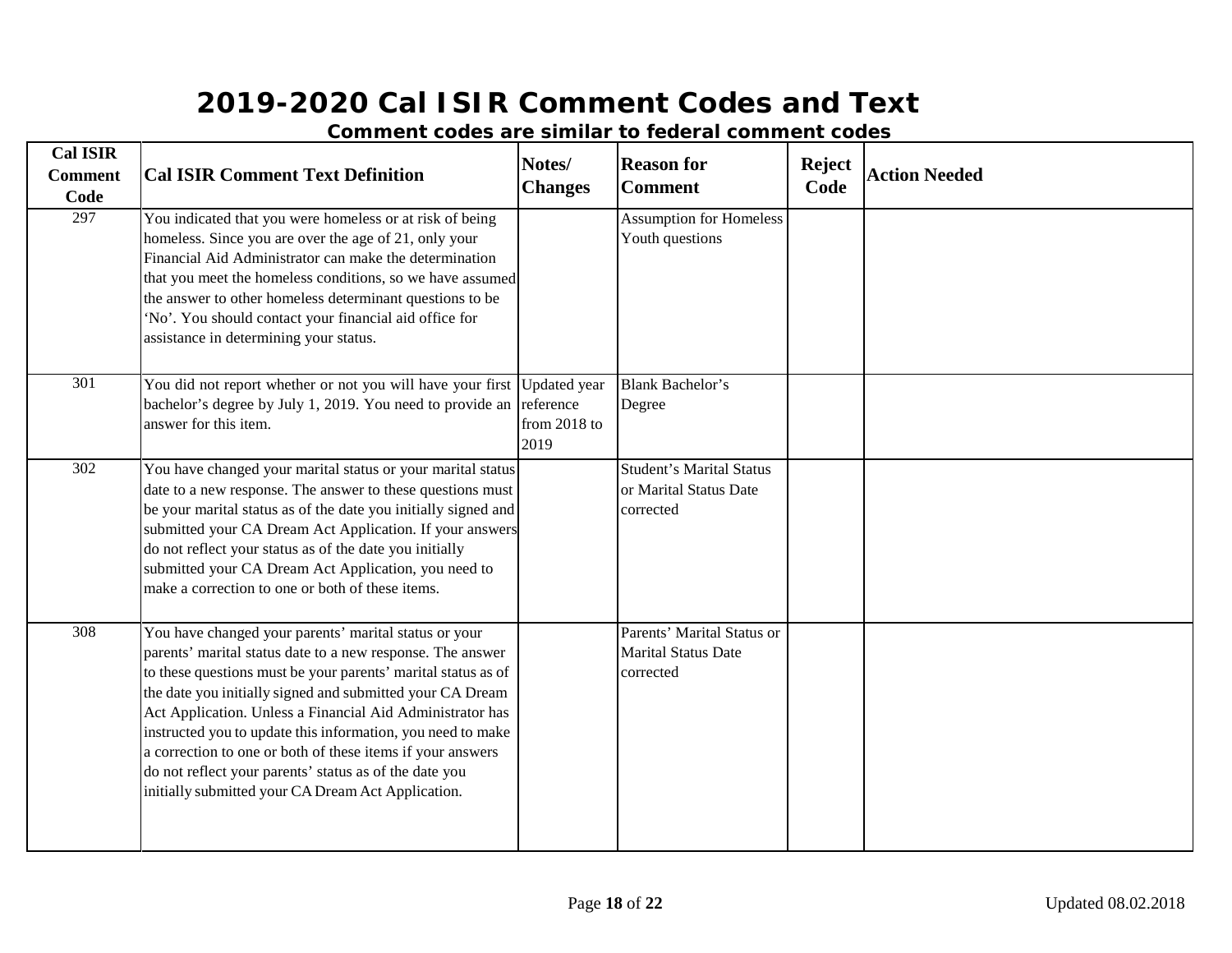# 2019-2020 Cal ISIR Comment Codes and Text

## Comment codes are similar to federal comment codes

| Cal ISIR Comment Code | Cal ISIR Comment Text Definition | Notes/ Changes | Reason for Comment | Reject Code | Action Needed |
|---|---|---|---|---|---|
| 297 | You indicated that you were homeless or at risk of being homeless. Since you are over the age of 21, only your Financial Aid Administrator can make the determination that you meet the homeless conditions, so we have assumed the answer to other homeless determinant questions to be 'No'. You should contact your financial aid office for assistance in determining your status. | | Assumption for Homeless Youth questions | | |
| 301 | You did not report whether or not you will have your first bachelor's degree by July 1, 2019. You need to provide an answer for this item. | Updated year reference from 2018 to 2019 | Blank Bachelor's Degree | | |
| 302 | You have changed your marital status or your marital status date to a new response. The answer to these questions must be your marital status as of the date you initially signed and submitted your CA Dream Act Application. If your answers do not reflect your status as of the date you initially submitted your CA Dream Act Application, you need to make a correction to one or both of these items. | | Student's Marital Status or Marital Status Date corrected | | |
| 308 | You have changed your parents' marital status or your parents' marital status date to a new response. The answer to these questions must be your parents' marital status as of the date you initially signed and submitted your CA Dream Act Application. Unless a Financial Aid Administrator has instructed you to update this information, you need to make a correction to one or both of these items if your answers do not reflect your parents' status as of the date you initially submitted your CA Dream Act Application. | | Parents' Marital Status or Marital Status Date corrected | | |

Updated 08.02.2018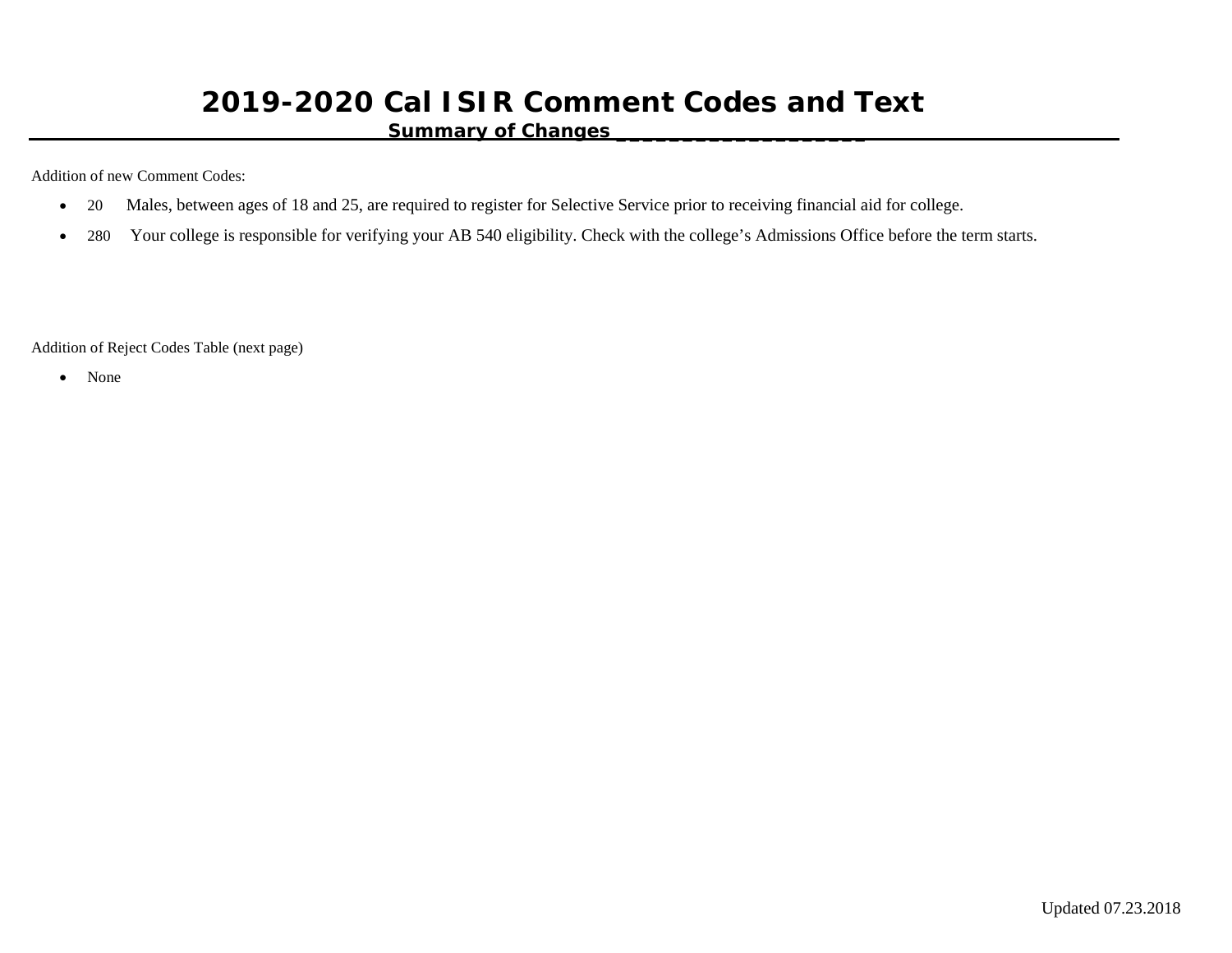# 2019-2020 Cal ISIR Comment Codes and Text

## Summary of Changes

Addition of new Comment Codes:

- 20 Males, between ages of 18 and 25, are required to register for Selective Service prior to receiving financial aid for college.
- 280 Your college is responsible for verifying your AB 540 eligibility. Check with the college's Admissions Office before the term starts.

Addition of Reject Codes Table (next page)

- None

Updated 07.23.2018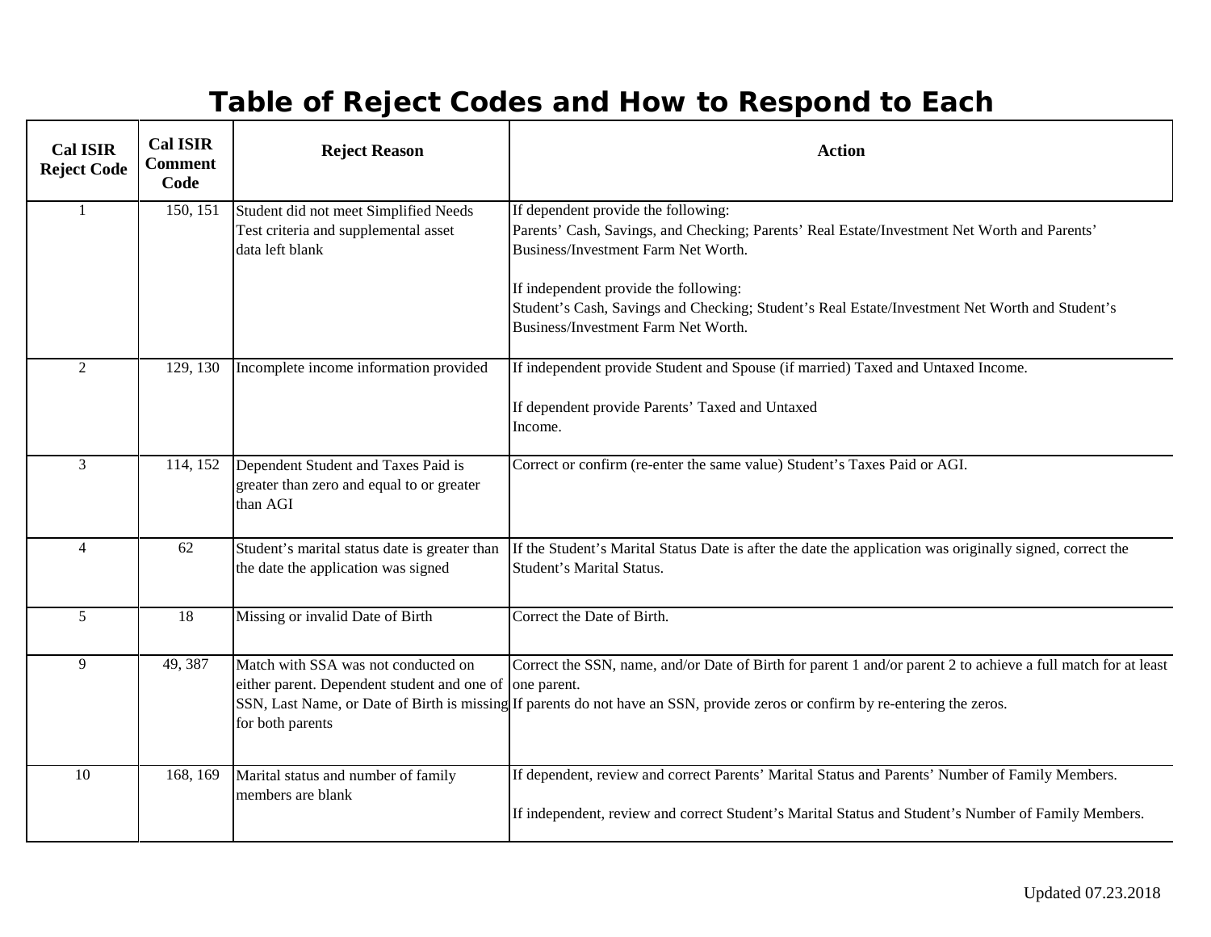# Table of Reject Codes and How to Respond to Each

| Cal ISIR Reject Code | Cal ISIR Comment Code | Reject Reason | Action |
|---|---|---|---|
| 1 | 150, 151 | Student did not meet Simplified Needs Test criteria and supplemental asset data left blank | If dependent provide the following:<br>Parents' Cash, Savings, and Checking; Parents' Real Estate/Investment Net Worth and Parents' Business/Investment Farm Net Worth.<br><br>If independent provide the following:<br>Student's Cash, Savings and Checking; Student's Real Estate/Investment Net Worth and Student's Business/Investment Farm Net Worth. |
| 2 | 129, 130 | Incomplete income information provided | If independent provide Student and Spouse (if married) Taxed and Untaxed Income.<br><br>If dependent provide Parents' Taxed and Untaxed Income. |
| 3 | 114, 152 | Dependent Student and Taxes Paid is greater than zero and equal to or greater than AGI | Correct or confirm (re-enter the same value) Student's Taxes Paid or AGI. |
| 4 | 62 | Student's marital status date is greater than the date the application was signed | If the Student's Marital Status Date is after the date the application was originally signed, correct the Student's Marital Status. |
| 5 | 18 | Missing or invalid Date of Birth | Correct the Date of Birth. |
| 9 | 49, 387 | Match with SSA was not conducted on either parent. Dependent student and one of SSN, Last Name, or Date of Birth is missing for both parents | Correct the SSN, name, and/or Date of Birth for parent 1 and/or parent 2 to achieve a full match for at least one parent.<br>If parents do not have an SSN, provide zeros or confirm by re-entering the zeros. |
| 10 | 168, 169 | Marital status and number of family members are blank | If dependent, review and correct Parents' Marital Status and Parents' Number of Family Members.<br><br>If independent, review and correct Student's Marital Status and Student's Number of Family Members. |

Updated 07.23.2018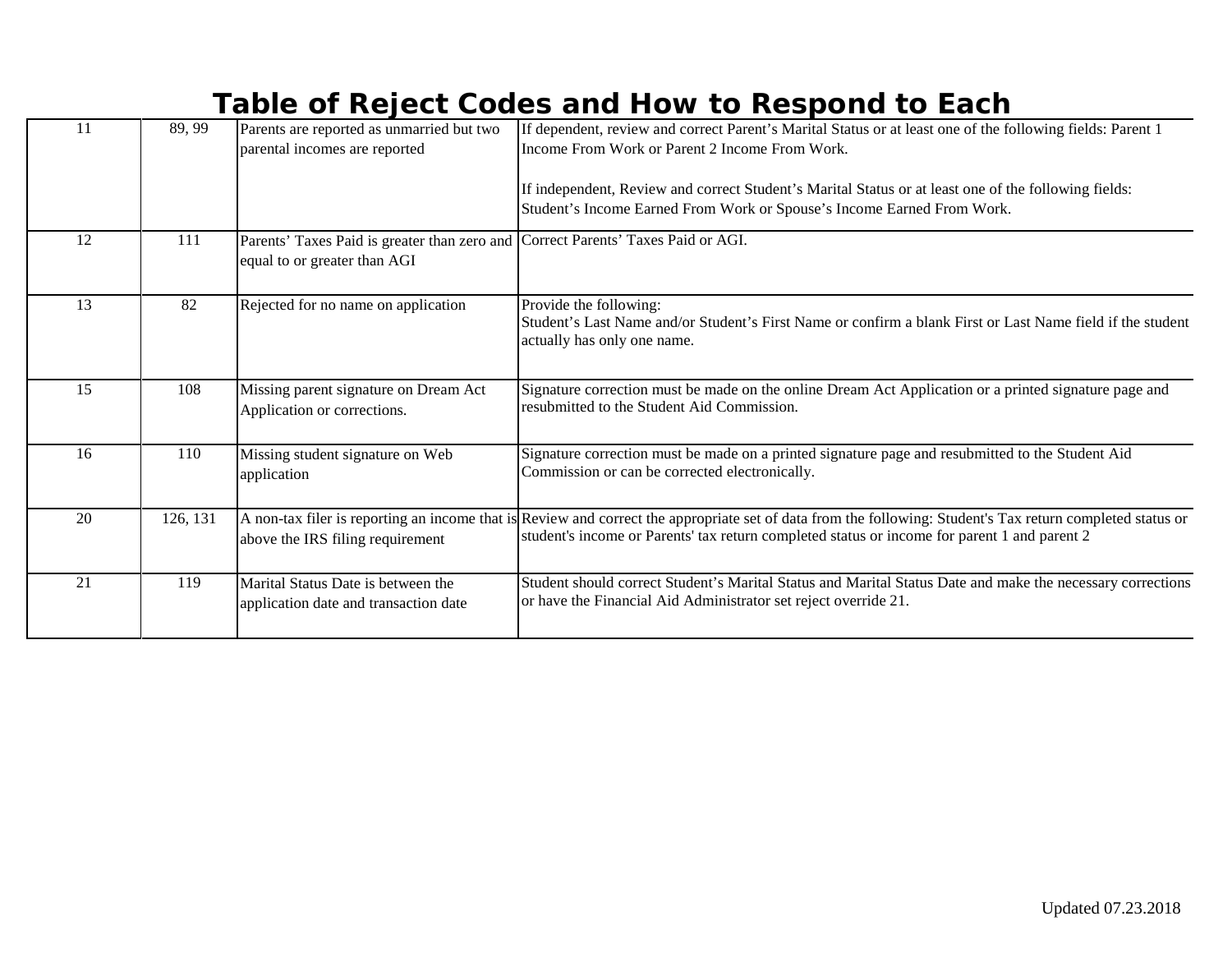# Table of Reject Codes and How to Respond to Each

| | | | |
|---|---|---|---|
| 11 | 89, 99 | Parents are reported as unmarried but two parental incomes are reported | If dependent, review and correct Parent's Marital Status or at least one of the following fields: Parent 1 Income From Work or Parent 2 Income From Work.<br><br>If independent, Review and correct Student's Marital Status or at least one of the following fields: Student's Income Earned From Work or Spouse's Income Earned From Work. |
| 12 | 111 | Parents' Taxes Paid is greater than zero and equal to or greater than AGI | Correct Parents' Taxes Paid or AGI. |
| 13 | 82 | Rejected for no name on application | Provide the following:<br>Student's Last Name and/or Student's First Name or confirm a blank First or Last Name field if the student actually has only one name. |
| 15 | 108 | Missing parent signature on Dream Act Application or corrections. | Signature correction must be made on the online Dream Act Application or a printed signature page and resubmitted to the Student Aid Commission. |
| 16 | 110 | Missing student signature on Web application | Signature correction must be made on a printed signature page and resubmitted to the Student Aid Commission or can be corrected electronically. |
| 20 | 126, 131 | A non-tax filer is reporting an income that is above the IRS filing requirement | Review and correct the appropriate set of data from the following: Student's Tax return completed status or student's income or Parents' tax return completed status or income for parent 1 and parent 2 |
| 21 | 119 | Marital Status Date is between the application date and transaction date | Student should correct Student's Marital Status and Marital Status Date and make the necessary corrections or have the Financial Aid Administrator set reject override 21. |

Updated 07.23.2018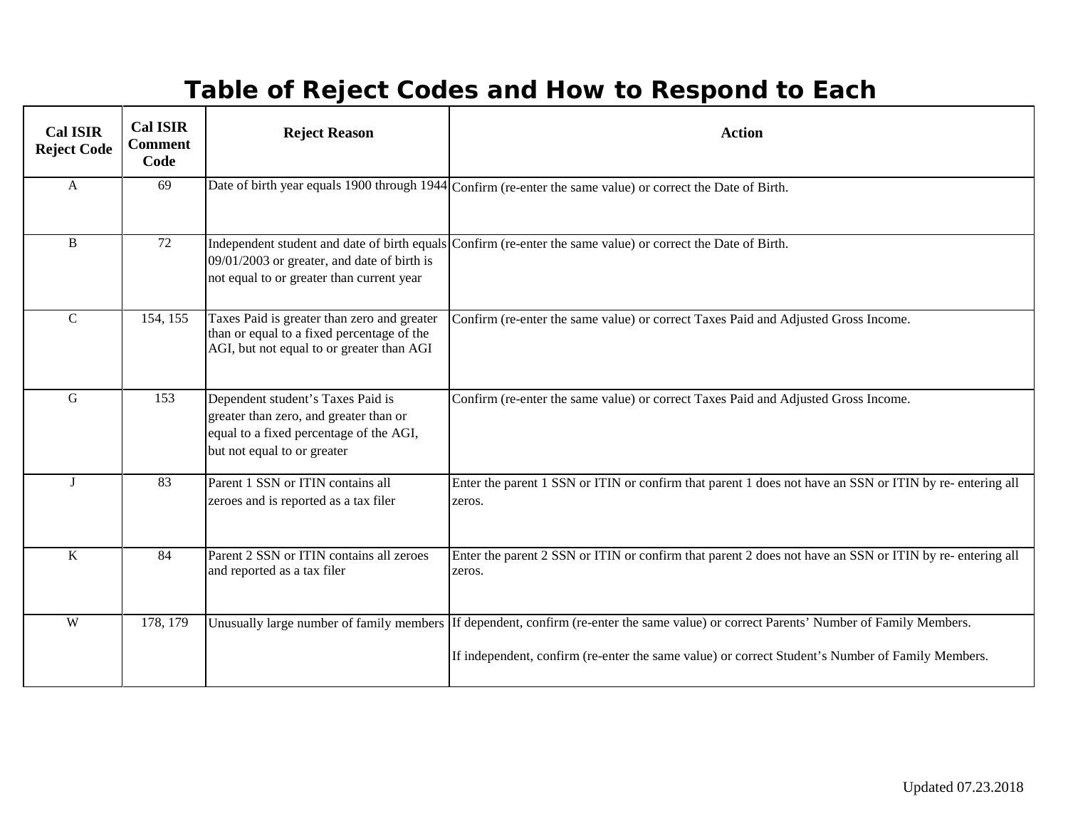# Table of Reject Codes and How to Respond to Each

| Cal ISIR Reject Code | Cal ISIR Comment Code | Reject Reason | Action |
|---|---|---|---|
| A | 69 | Date of birth year equals 1900 through 1944 | Confirm (re-enter the same value) or correct the Date of Birth. |
| B | 72 | Independent student and date of birth equals 09/01/2003 or greater, and date of birth is not equal to or greater than current year | Confirm (re-enter the same value) or correct the Date of Birth. |
| C | 154, 155 | Taxes Paid is greater than zero and greater than or equal to a fixed percentage of the AGI, but not equal to or greater than AGI | Confirm (re-enter the same value) or correct Taxes Paid and Adjusted Gross Income. |
| G | 153 | Dependent student's Taxes Paid is greater than zero, and greater than or equal to a fixed percentage of the AGI, but not equal to or greater | Confirm (re-enter the same value) or correct Taxes Paid and Adjusted Gross Income. |
| J | 83 | Parent 1 SSN or ITIN contains all zeroes and is reported as a tax filer | Enter the parent 1 SSN or ITIN or confirm that parent 1 does not have an SSN or ITIN by re- entering all zeros. |
| K | 84 | Parent 2 SSN or ITIN contains all zeroes and reported as a tax filer | Enter the parent 2 SSN or ITIN or confirm that parent 2 does not have an SSN or ITIN by re- entering all zeros. |
| W | 178, 179 | Unusually large number of family members | If dependent, confirm (re-enter the same value) or correct Parents' Number of Family Members.<br><br>If independent, confirm (re-enter the same value) or correct Student's Number of Family Members. |

Updated 07.23.2018